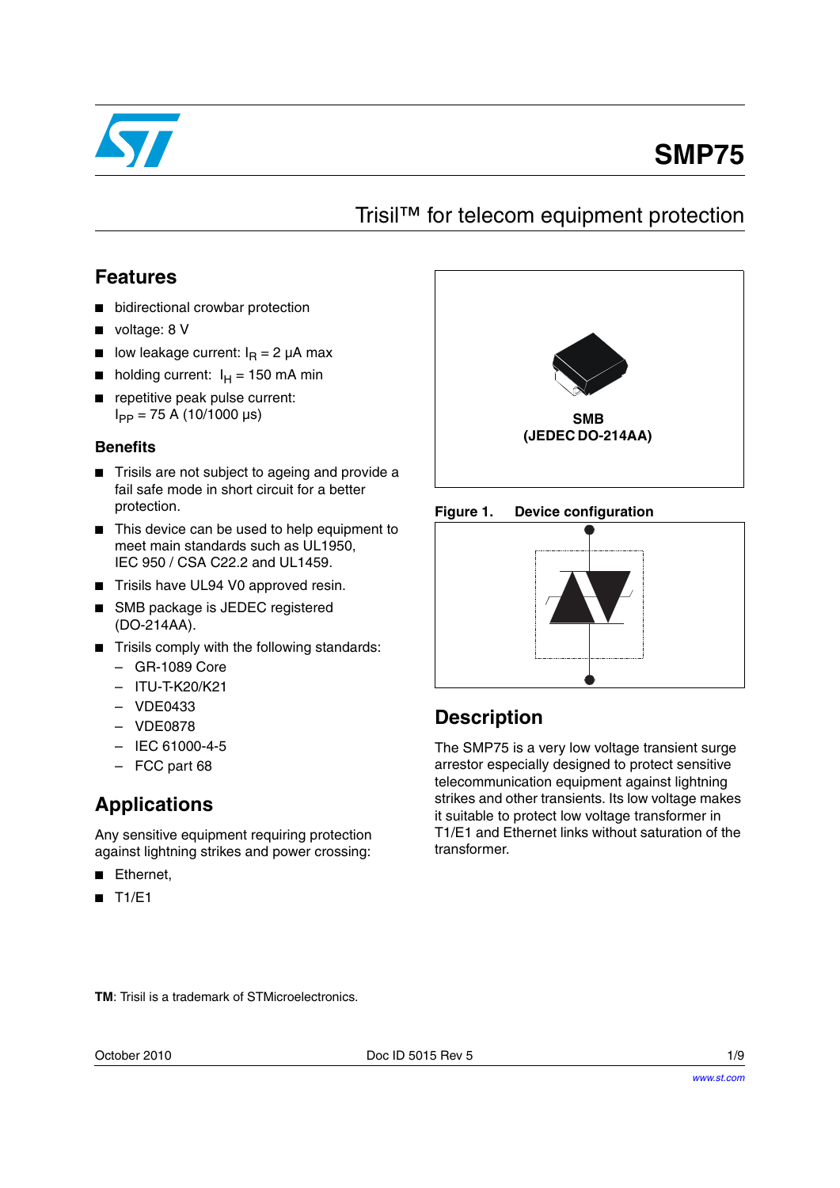# SMP75

## Trisil™ for telecom equipment protection

## Features

- bidirectional crowbar protection
- voltage: 8 V
- low leakage current: $I_R$ = 2 µA max
- holding current: $I_H$ = 150 mA min
- repetitive peak pulse current: $I_{PP}$ = 75 A (10/1000 µs)

### Benefits

- Trisils are not subject to ageing and provide a fail safe mode in short circuit for a better protection.
- This device can be used to help equipment to meet main standards such as UL1950, IEC 950 / CSA C22.2 and UL1459.
- Trisils have UL94 V0 approved resin.
- SMB package is JEDEC registered (DO-214AA).
- Trisils comply with the following standards:
  - GR-1089 Core
  - ITU-T-K20/K21
  - VDE0433
  - VDE0878
  - IEC 61000-4-5
  - FCC part 68

## Applications

Any sensitive equipment requiring protection against lightning strikes and power crossing:

- Ethernet,
- T1/E1

**SMB (JEDEC DO-214AA)**

**Figure 1. Device configuration**

## Description

The SMP75 is a very low voltage transient surge arrestor especially designed to protect sensitive telecommunication equipment against lightning strikes and other transients. Its low voltage makes it suitable to protect low voltage transformer in T1/E1 and Ethernet links without saturation of the transformer.

**TM**: Trisil is a trademark of STMicroelectronics.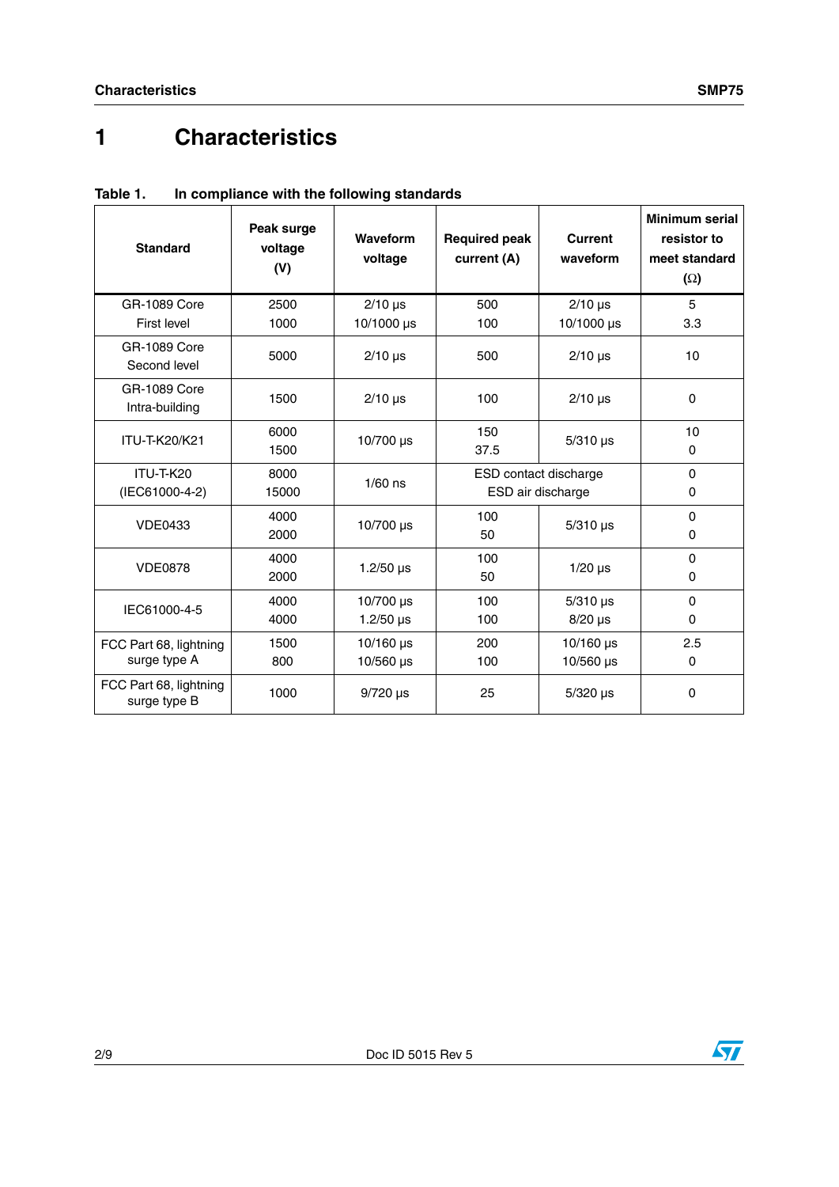# 1 Characteristics

Table 1. In compliance with the following standards

| Standard | Peak surge voltage (V) | Waveform voltage | Required peak current (A) | Current waveform | Minimum serial resistor to meet standard (Ω) |
|---|---|---|---|---|---|
| GR-1089 Core First level | 2500<br>1000 | 2/10 µs<br>10/1000 µs | 500<br>100 | 2/10 µs<br>10/1000 µs | 5<br>3.3 |
| GR-1089 Core Second level | 5000 | 2/10 µs | 500 | 2/10 µs | 10 |
| GR-1089 Core Intra-building | 1500 | 2/10 µs | 100 | 2/10 µs | 0 |
| ITU-T-K20/K21 | 6000<br>1500 | 10/700 µs | 150<br>37.5 | 5/310 µs | 10<br>0 |
| ITU-T-K20 (IEC61000-4-2) | 8000<br>15000 | 1/60 ns | ESD contact discharge<br>ESD air discharge | | 0<br>0 |
| VDE0433 | 4000<br>2000 | 10/700 µs | 100<br>50 | 5/310 µs | 0<br>0 |
| VDE0878 | 4000<br>2000 | 1.2/50 µs | 100<br>50 | 1/20 µs | 0<br>0 |
| IEC61000-4-5 | 4000<br>4000 | 10/700 µs<br>1.2/50 µs | 100<br>100 | 5/310 µs<br>8/20 µs | 0<br>0 |
| FCC Part 68, lightning surge type A | 1500<br>800 | 10/160 µs<br>10/560 µs | 200<br>100 | 10/160 µs<br>10/560 µs | 2.5<br>0 |
| FCC Part 68, lightning surge type B | 1000 | 9/720 µs | 25 | 5/320 µs | 0 |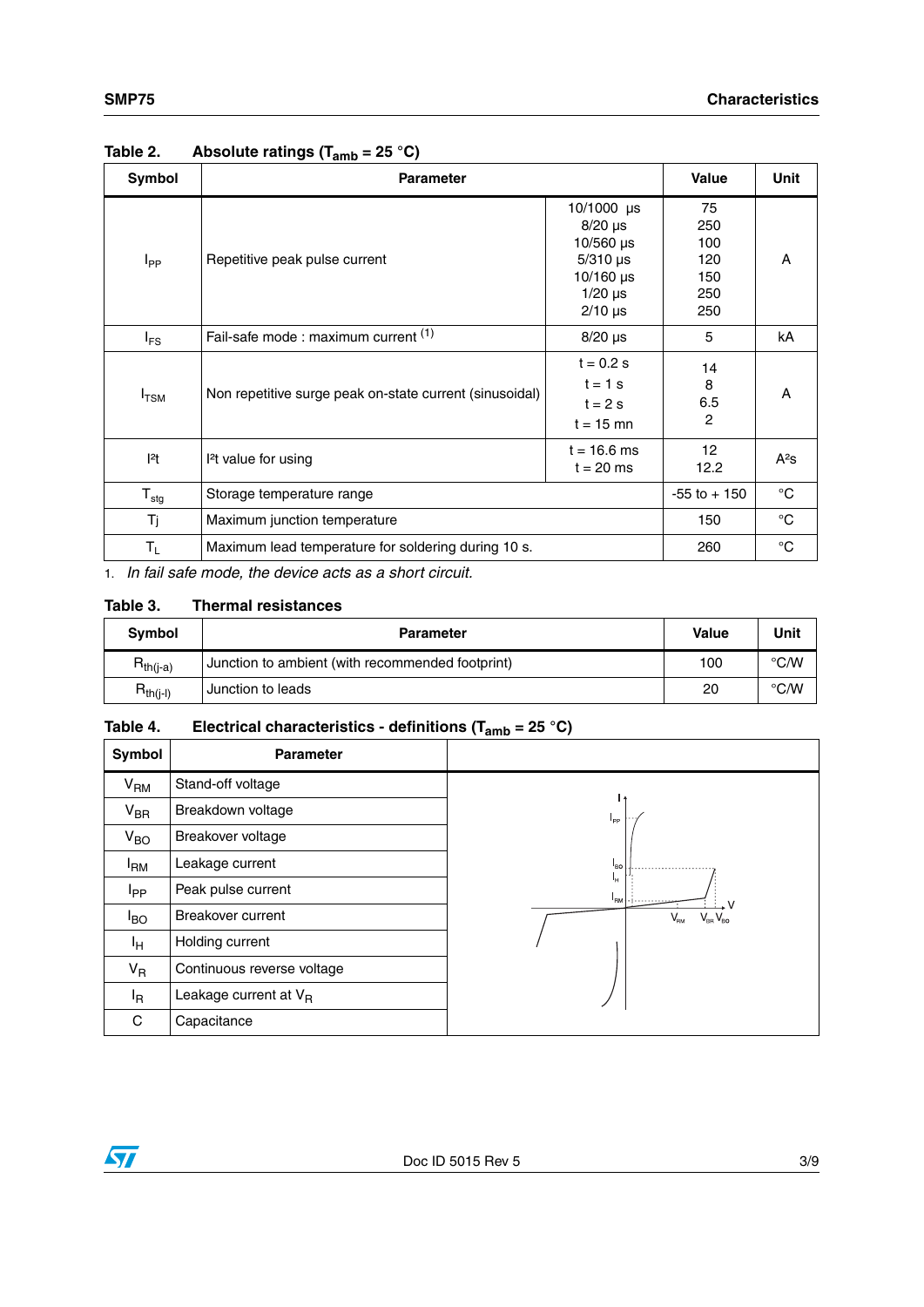**Table 2. Absolute ratings ($T_{amb}$ = 25 °C)**

| Symbol | Parameter | | Value | Unit |
|---|---|---|---|---|
| $I_{PP}$ | Repetitive peak pulse current | 10/1000 µs<br>8/20 µs<br>10/560 µs<br>5/310 µs<br>10/160 µs<br>1/20 µs<br>2/10 µs | 75<br>250<br>100<br>120<br>150<br>250<br>250 | A |
| $I_{FS}$ | Fail-safe mode : maximum current [(1)] | 8/20 µs | 5 | kA |
| $I_{TSM}$ | Non repetitive surge peak on-state current (sinusoidal) | t = 0.2 s<br>t = 1 s<br>t = 2 s<br>t = 15 mn | 14<br>8<br>6.5<br>2 | A |
| $I^2t$ | $I^2t$ value for using | t = 16.6 ms<br>t = 20 ms | 12<br>12.2 | $A^2s$ |
| $T_{stg}$ | Storage temperature range | | -55 to + 150 | °C |
| Tj | Maximum junction temperature | | 150 | °C |
| $T_L$ | Maximum lead temperature for soldering during 10 s. | | 260 | °C |

1. *In fail safe mode, the device acts as a short circuit.*

**Table 3. Thermal resistances**

| Symbol | Parameter | Value | Unit |
|---|---|---|---|
| $R_{th(j-a)}$ | Junction to ambient (with recommended footprint) | 100 | °C/W |
| $R_{th(j-l)}$ | Junction to leads | 20 | °C/W |

**Table 4. Electrical characteristics - definitions ($T_{amb}$ = 25 °C)**

| Symbol | Parameter |
|---|---|
| $V_{RM}$ | Stand-off voltage |
| $V_{BR}$ | Breakdown voltage |
| $V_{BO}$ | Breakover voltage |
| $I_{RM}$ | Leakage current |
| $I_{PP}$ | Peak pulse current |
| $I_{BO}$ | Breakover current |
| $I_H$ | Holding current |
| $V_R$ | Continuous reverse voltage |
| $I_R$ | Leakage current at $V_R$ |
| C | Capacitance |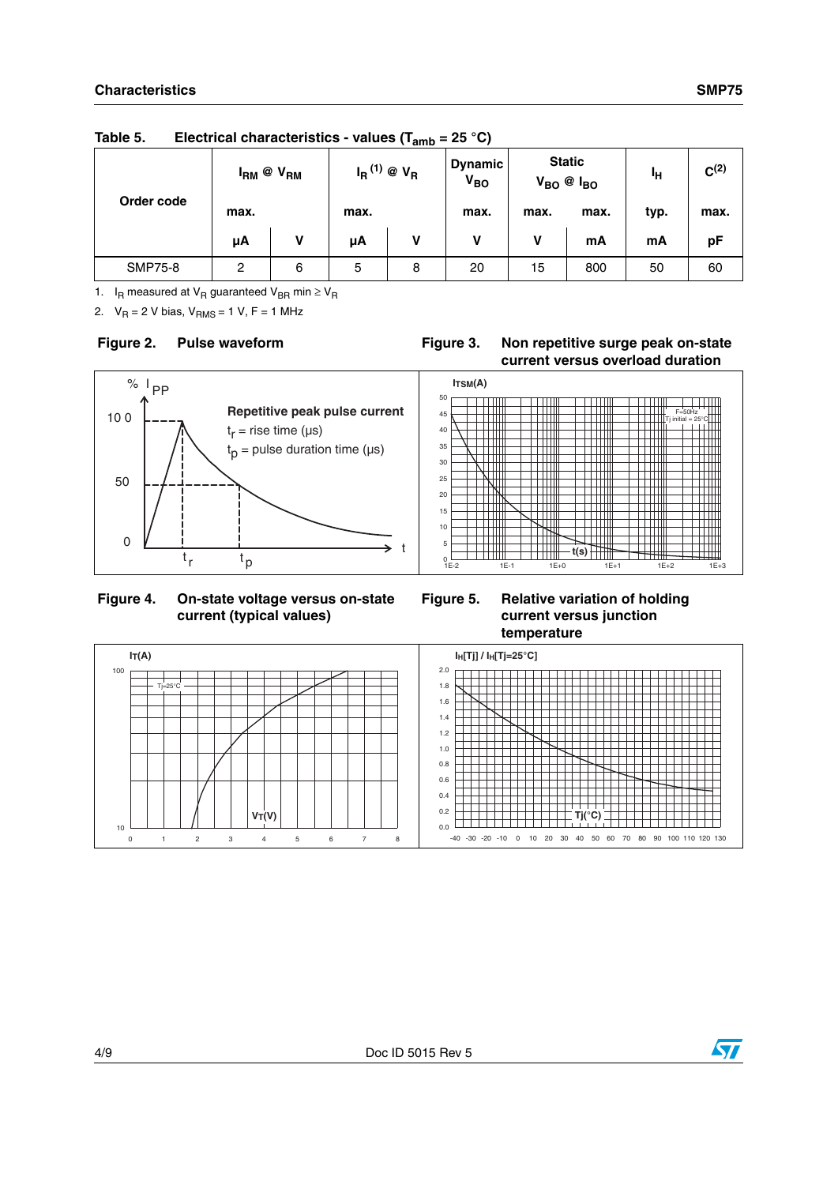**Table 5. Electrical characteristics - values ($T_{amb}$ = 25 °C)**

| Order code | $I_{RM}$ @ $V_{RM}$ | | $I_R$ [(1)] @ $V_R$ | | Dynamic $V_{BO}$ | Static $V_{BO}$ @ $I_{BO}$ | | $I_H$ | C[(2)] |
|---|---|---|---|---|---|---|---|---|---|
| | max. | | max. | | max. | max. | max. | typ. | max. |
| | µA | V | µA | V | V | V | mA | mA | pF |
| SMP75-8 | 2 | 6 | 5 | 8 | 20 | 15 | 800 | 50 | 60 |

1. $I_R$ measured at $V_R$ guaranteed $V_{BR}$ min ≥ $V_R$
2. $V_R$ = 2 V bias, $V_{RMS}$ = 1 V, F = 1 MHz

**Figure 2. Pulse waveform**

**Figure 3. Non repetitive surge peak on-state current versus overload duration**

**Figure 4. On-state voltage versus on-state current (typical values)**

**Figure 5. Relative variation of holding current versus junction temperature**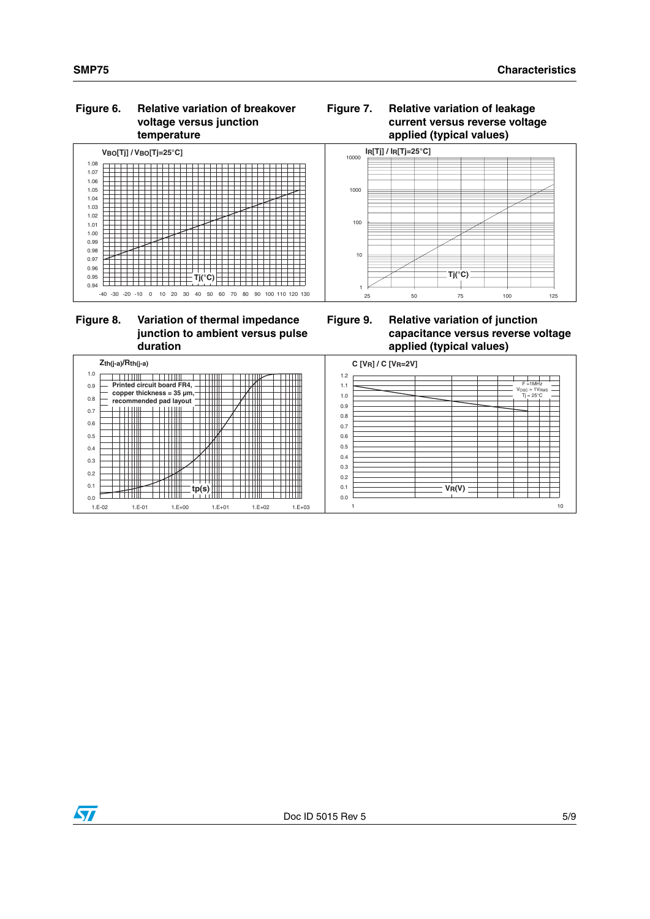**Figure 6. Relative variation of breakover voltage versus junction temperature**

**Figure 7. Relative variation of leakage current versus reverse voltage applied (typical values)**

**Figure 8. Variation of thermal impedance junction to ambient versus pulse duration**

**Figure 9. Relative variation of junction capacitance versus reverse voltage applied (typical values)**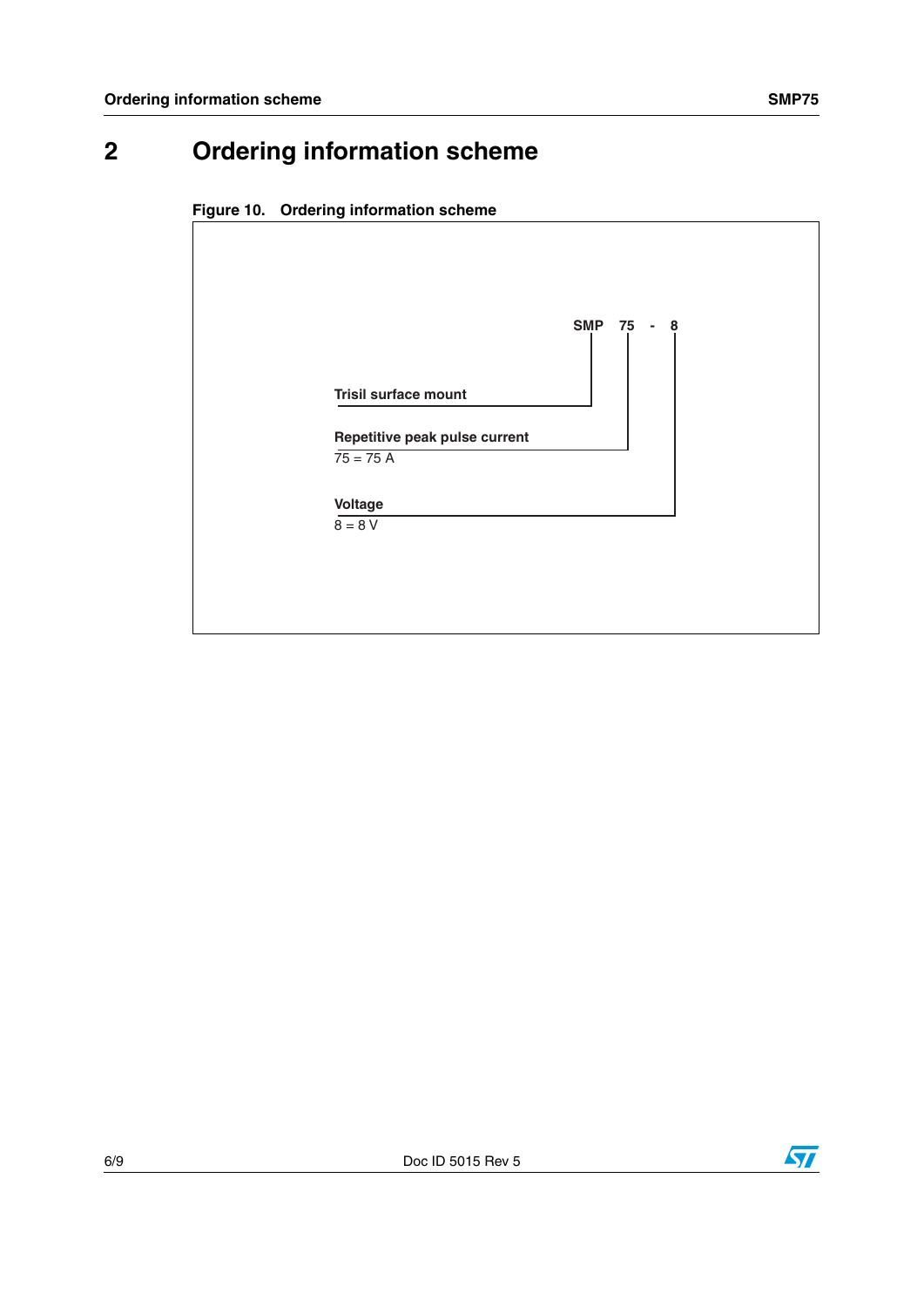# 2 Ordering information scheme

**Figure 10. Ordering information scheme**

**SMP 75 - 8**

**Trisil surface mount**

**Repetitive peak pulse current**
75 = 75 A

**Voltage**
8 = 8 V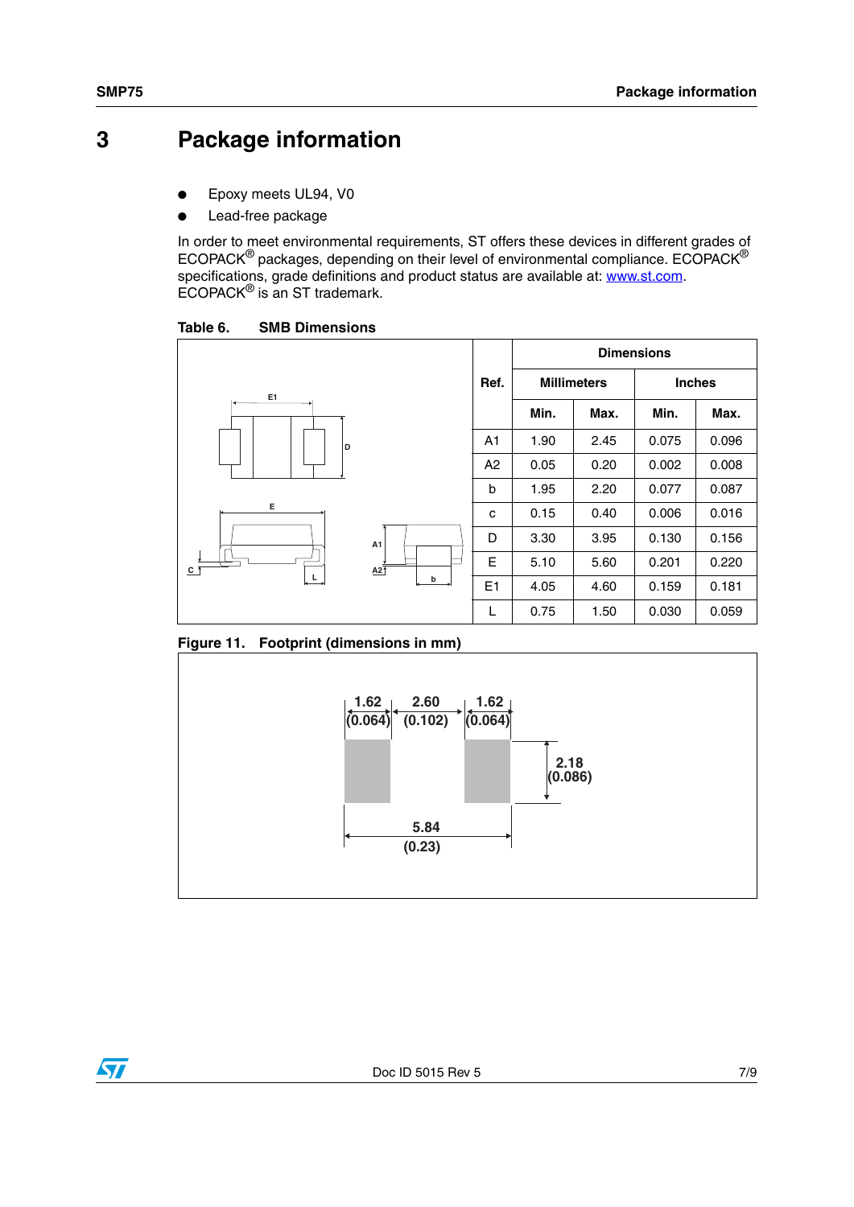# 3 Package information

- Epoxy meets UL94, V0
- Lead-free package

In order to meet environmental requirements, ST offers these devices in different grades of ECOPACK® packages, depending on their level of environmental compliance. ECOPACK® specifications, grade definitions and product status are available at: www.st.com. ECOPACK® is an ST trademark.

**Table 6. SMB Dimensions**

| Ref. | Dimensions | | | |
|---|---|---|---|---|
| | Millimeters | | Inches | |
| | Min. | Max. | Min. | Max. |
| A1 | 1.90 | 2.45 | 0.075 | 0.096 |
| A2 | 0.05 | 0.20 | 0.002 | 0.008 |
| b | 1.95 | 2.20 | 0.077 | 0.087 |
| c | 0.15 | 0.40 | 0.006 | 0.016 |
| D | 3.30 | 3.95 | 0.130 | 0.156 |
| E | 5.10 | 5.60 | 0.201 | 0.220 |
| E1 | 4.05 | 4.60 | 0.159 | 0.181 |
| L | 0.75 | 1.50 | 0.030 | 0.059 |

**Figure 11. Footprint (dimensions in mm)**

1.62 (0.064) | 2.60 (0.102) | 1.62 (0.064)

2.18 (0.086)

5.84 (0.23)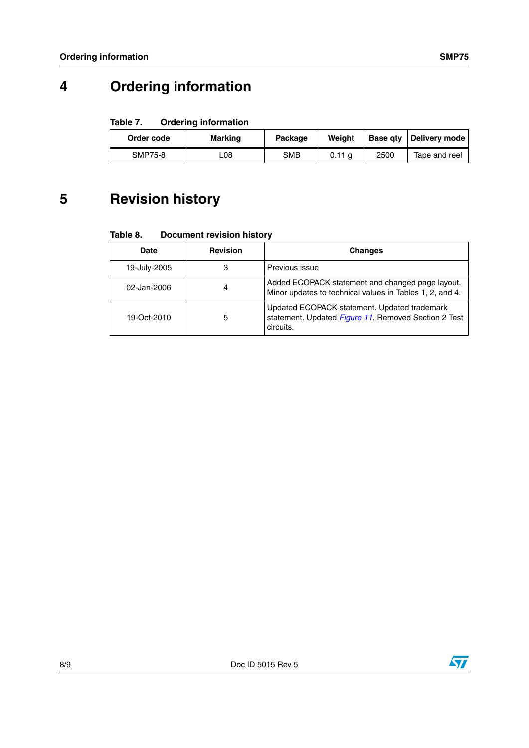# 4 Ordering information

**Table 7. Ordering information**

| Order code | Marking | Package | Weight | Base qty | Delivery mode |
|---|---|---|---|---|---|
| SMP75-8 | L08 | SMB | 0.11 g | 2500 | Tape and reel |

# 5 Revision history

**Table 8. Document revision history**

| Date | Revision | Changes |
|---|---|---|
| 19-July-2005 | 3 | Previous issue |
| 02-Jan-2006 | 4 | Added ECOPACK statement and changed page layout. Minor updates to technical values in Tables 1, 2, and 4. |
| 19-Oct-2010 | 5 | Updated ECOPACK statement. Updated trademark statement. Updated *Figure 11*. Removed Section 2 Test circuits. |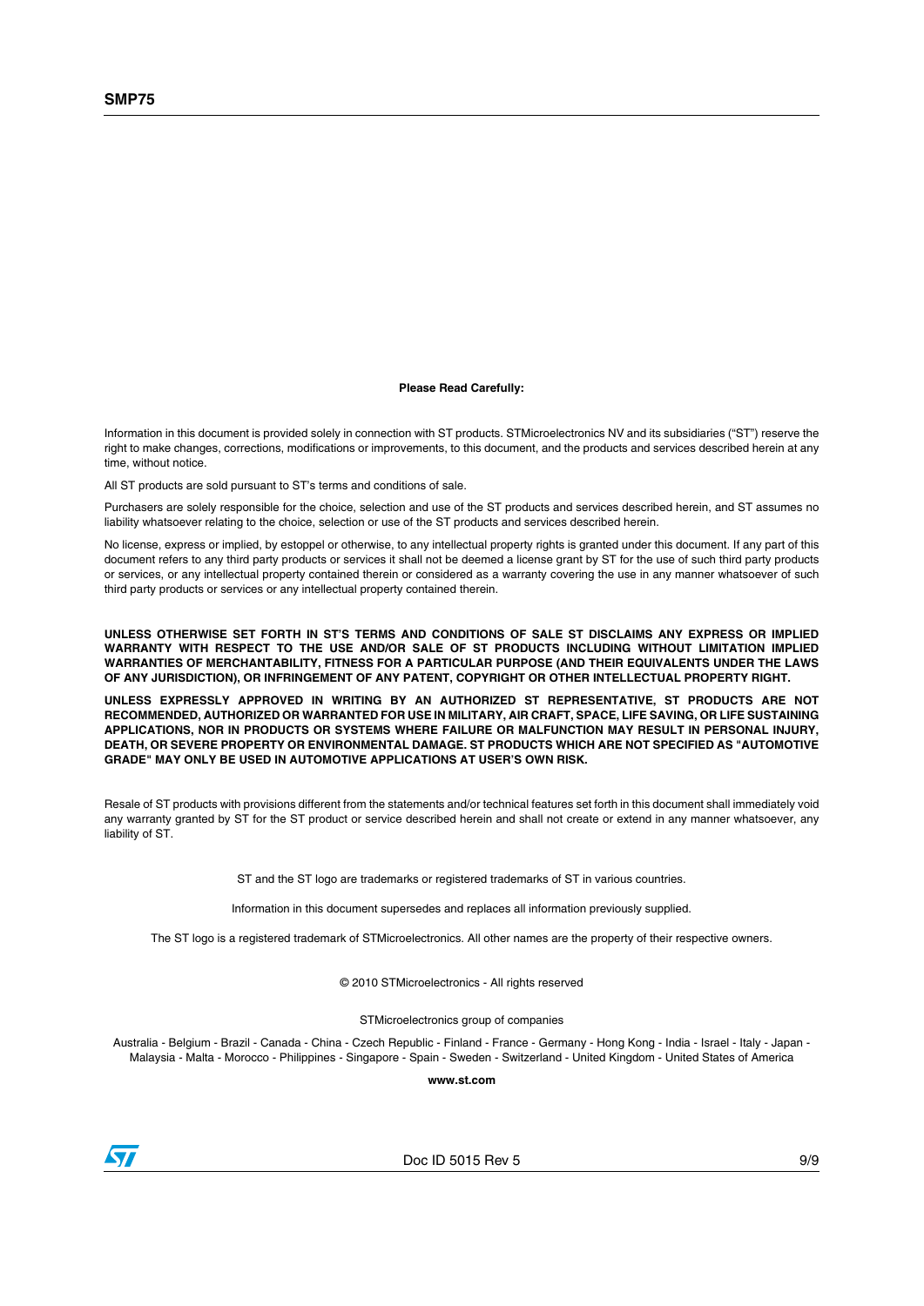**Please Read Carefully:**

Information in this document is provided solely in connection with ST products. STMicroelectronics NV and its subsidiaries (“ST”) reserve the right to make changes, corrections, modifications or improvements, to this document, and the products and services described herein at any time, without notice.

All ST products are sold pursuant to ST’s terms and conditions of sale.

Purchasers are solely responsible for the choice, selection and use of the ST products and services described herein, and ST assumes no liability whatsoever relating to the choice, selection or use of the ST products and services described herein.

No license, express or implied, by estoppel or otherwise, to any intellectual property rights is granted under this document. If any part of this document refers to any third party products or services it shall not be deemed a license grant by ST for the use of such third party products or services, or any intellectual property contained therein or considered as a warranty covering the use in any manner whatsoever of such third party products or services or any intellectual property contained therein.

**UNLESS OTHERWISE SET FORTH IN ST’S TERMS AND CONDITIONS OF SALE ST DISCLAIMS ANY EXPRESS OR IMPLIED WARRANTY WITH RESPECT TO THE USE AND/OR SALE OF ST PRODUCTS INCLUDING WITHOUT LIMITATION IMPLIED WARRANTIES OF MERCHANTABILITY, FITNESS FOR A PARTICULAR PURPOSE (AND THEIR EQUIVALENTS UNDER THE LAWS OF ANY JURISDICTION), OR INFRINGEMENT OF ANY PATENT, COPYRIGHT OR OTHER INTELLECTUAL PROPERTY RIGHT.**

**UNLESS EXPRESSLY APPROVED IN WRITING BY AN AUTHORIZED ST REPRESENTATIVE, ST PRODUCTS ARE NOT RECOMMENDED, AUTHORIZED OR WARRANTED FOR USE IN MILITARY, AIR CRAFT, SPACE, LIFE SAVING, OR LIFE SUSTAINING APPLICATIONS, NOR IN PRODUCTS OR SYSTEMS WHERE FAILURE OR MALFUNCTION MAY RESULT IN PERSONAL INJURY, DEATH, OR SEVERE PROPERTY OR ENVIRONMENTAL DAMAGE. ST PRODUCTS WHICH ARE NOT SPECIFIED AS "AUTOMOTIVE GRADE" MAY ONLY BE USED IN AUTOMOTIVE APPLICATIONS AT USER’S OWN RISK.**

Resale of ST products with provisions different from the statements and/or technical features set forth in this document shall immediately void any warranty granted by ST for the ST product or service described herein and shall not create or extend in any manner whatsoever, any liability of ST.

ST and the ST logo are trademarks or registered trademarks of ST in various countries.

Information in this document supersedes and replaces all information previously supplied.

The ST logo is a registered trademark of STMicroelectronics. All other names are the property of their respective owners.

© 2010 STMicroelectronics - All rights reserved

STMicroelectronics group of companies

Australia - Belgium - Brazil - Canada - China - Czech Republic - Finland - France - Germany - Hong Kong - India - Israel - Italy - Japan - Malaysia - Malta - Morocco - Philippines - Singapore - Spain - Sweden - Switzerland - United Kingdom - United States of America

**www.st.com**